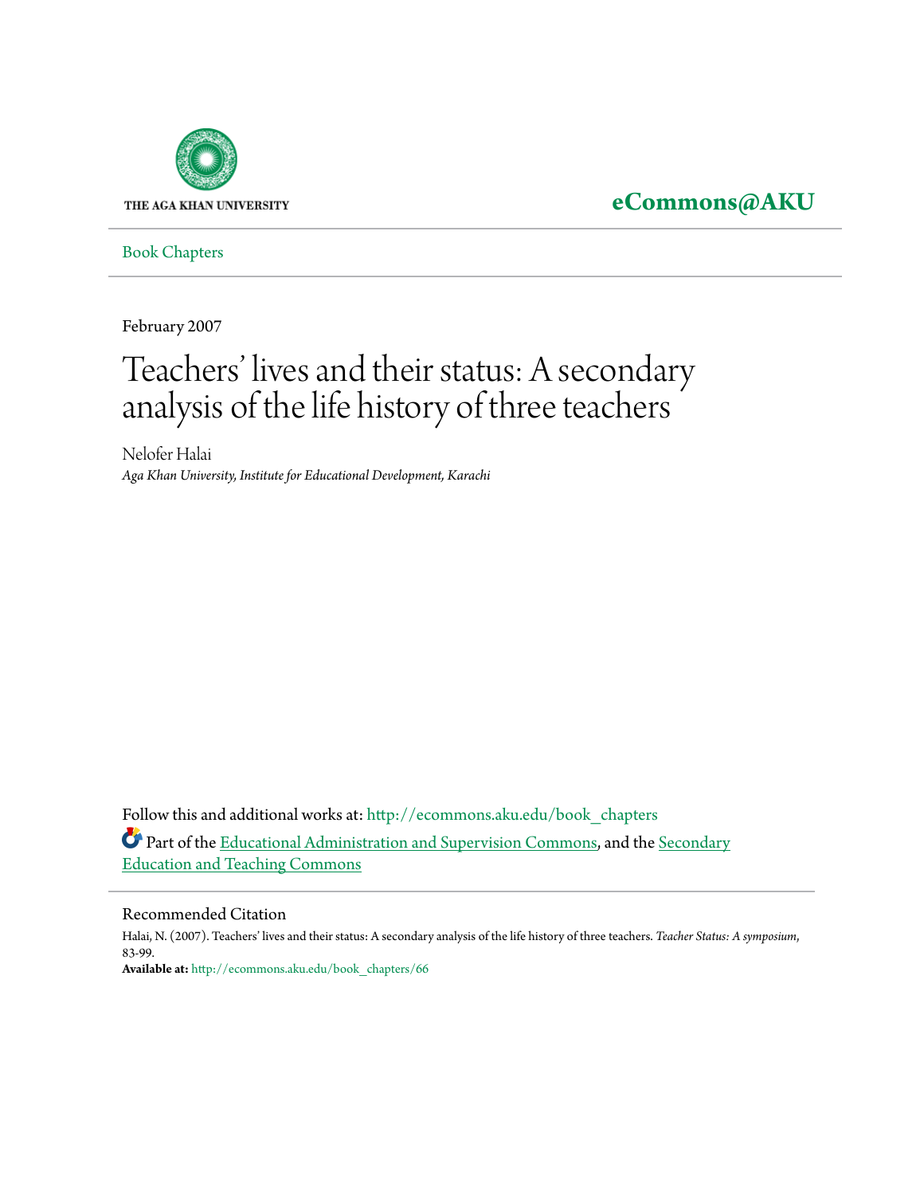THE AGA KHAN UNIVERSITY

**eCommons@AKU**

Book Chapters

February 2007

# Teachers' lives and their status: A secondary analysis of the life history of three teachers

Nelofer Halai
*Aga Khan University, Institute for Educational Development, Karachi*

Follow this and additional works at: http://ecommons.aku.edu/book_chapters

Part of the Educational Administration and Supervision Commons, and the Secondary Education and Teaching Commons

## Recommended Citation

Halai, N. (2007). Teachers' lives and their status: A secondary analysis of the life history of three teachers. *Teacher Status: A symposium*, 83-99.

**Available at:** http://ecommons.aku.edu/book_chapters/66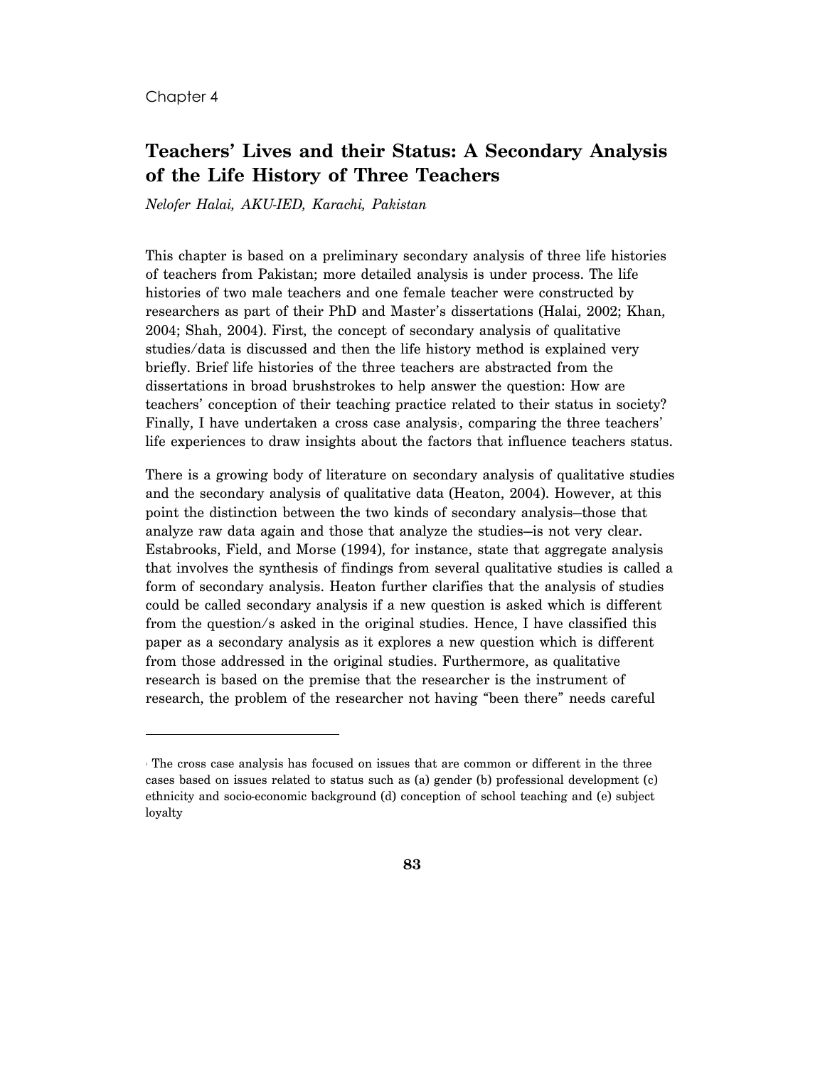Chapter 4

# Teachers' Lives and their Status: A Secondary Analysis of the Life History of Three Teachers

*Nelofer Halai, AKU-IED, Karachi, Pakistan*

This chapter is based on a preliminary secondary analysis of three life histories of teachers from Pakistan; more detailed analysis is under process. The life histories of two male teachers and one female teacher were constructed by researchers as part of their PhD and Master's dissertations (Halai, 2002; Khan, 2004; Shah, 2004). First, the concept of secondary analysis of qualitative studies/data is discussed and then the life history method is explained very briefly. Brief life histories of the three teachers are abstracted from the dissertations in broad brushstrokes to help answer the question: How are teachers' conception of their teaching practice related to their status in society? Finally, I have undertaken a cross case analysis[1], comparing the three teachers' life experiences to draw insights about the factors that influence teachers status.

There is a growing body of literature on secondary analysis of qualitative studies and the secondary analysis of qualitative data (Heaton, 2004). However, at this point the distinction between the two kinds of secondary analysis—those that analyze raw data again and those that analyze the studies—is not very clear. Estabrooks, Field, and Morse (1994), for instance, state that aggregate analysis that involves the synthesis of findings from several qualitative studies is called a form of secondary analysis. Heaton further clarifies that the analysis of studies could be called secondary analysis if a new question is asked which is different from the question/s asked in the original studies. Hence, I have classified this paper as a secondary analysis as it explores a new question which is different from those addressed in the original studies. Furthermore, as qualitative research is based on the premise that the researcher is the instrument of research, the problem of the researcher not having "been there" needs careful

---

[1] The cross case analysis has focused on issues that are common or different in the three cases based on issues related to status such as (a) gender (b) professional development (c) ethnicity and socio-economic background (d) conception of school teaching and (e) subject loyalty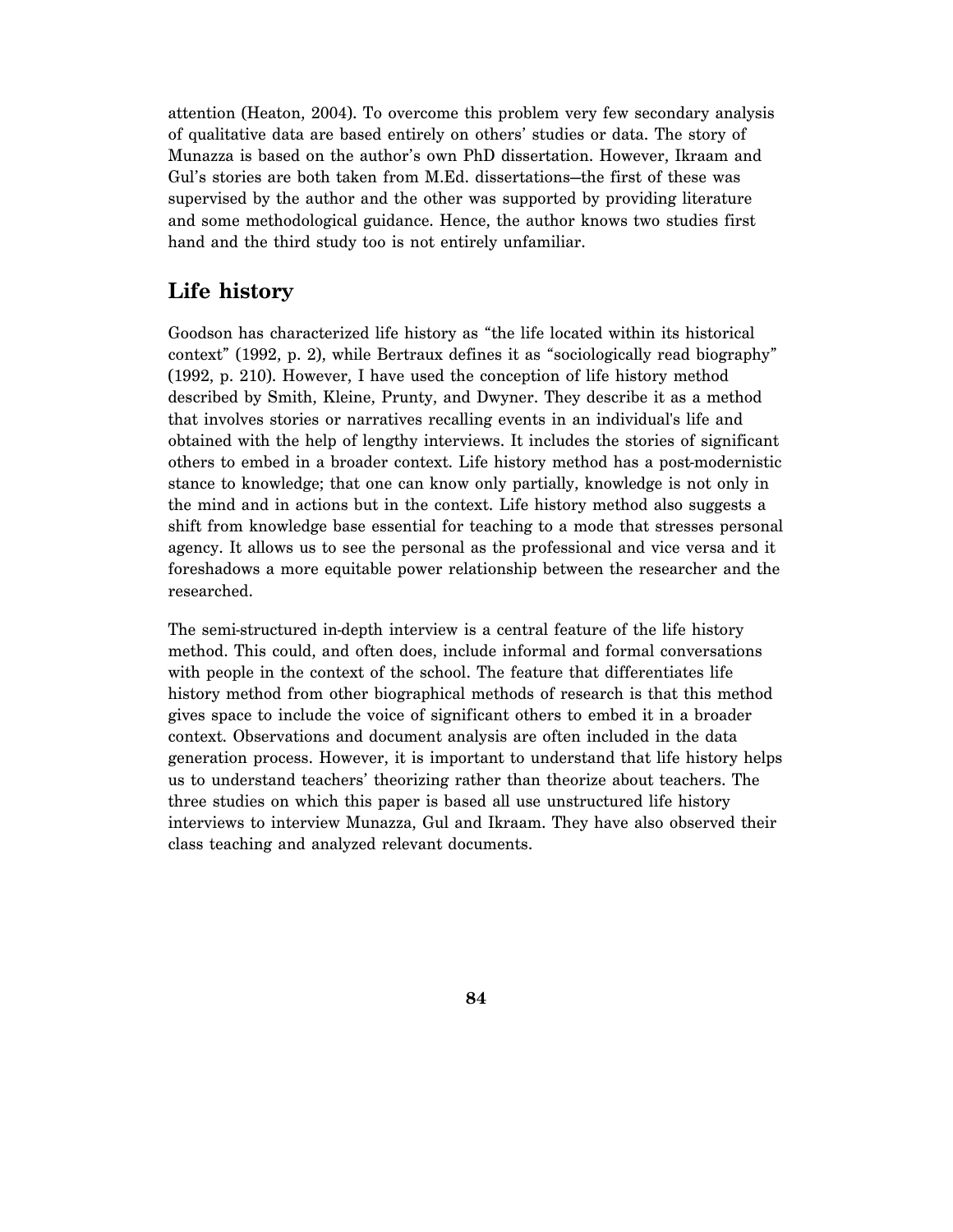attention (Heaton, 2004). To overcome this problem very few secondary analysis of qualitative data are based entirely on others' studies or data. The story of Munazza is based on the author's own PhD dissertation. However, Ikraam and Gul's stories are both taken from M.Ed. dissertations–the first of these was supervised by the author and the other was supported by providing literature and some methodological guidance. Hence, the author knows two studies first hand and the third study too is not entirely unfamiliar.

## Life history

Goodson has characterized life history as "the life located within its historical context" (1992, p. 2), while Bertraux defines it as "sociologically read biography" (1992, p. 210). However, I have used the conception of life history method described by Smith, Kleine, Prunty, and Dwyner. They describe it as a method that involves stories or narratives recalling events in an individual's life and obtained with the help of lengthy interviews. It includes the stories of significant others to embed in a broader context. Life history method has a post-modernistic stance to knowledge; that one can know only partially, knowledge is not only in the mind and in actions but in the context. Life history method also suggests a shift from knowledge base essential for teaching to a mode that stresses personal agency. It allows us to see the personal as the professional and vice versa and it foreshadows a more equitable power relationship between the researcher and the researched.

The semi-structured in-depth interview is a central feature of the life history method. This could, and often does, include informal and formal conversations with people in the context of the school. The feature that differentiates life history method from other biographical methods of research is that this method gives space to include the voice of significant others to embed it in a broader context. Observations and document analysis are often included in the data generation process. However, it is important to understand that life history helps us to understand teachers' theorizing rather than theorize about teachers. The three studies on which this paper is based all use unstructured life history interviews to interview Munazza, Gul and Ikraam. They have also observed their class teaching and analyzed relevant documents.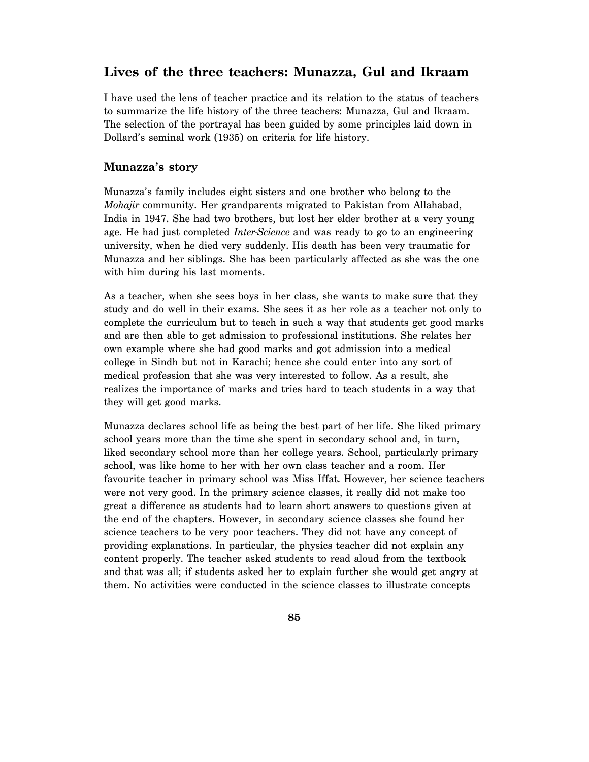## Lives of the three teachers: Munazza, Gul and Ikraam

I have used the lens of teacher practice and its relation to the status of teachers to summarize the life history of the three teachers: Munazza, Gul and Ikraam. The selection of the portrayal has been guided by some principles laid down in Dollard's seminal work (1935) on criteria for life history.

### Munazza's story

Munazza's family includes eight sisters and one brother who belong to the *Mohajir* community. Her grandparents migrated to Pakistan from Allahabad, India in 1947. She had two brothers, but lost her elder brother at a very young age. He had just completed *Inter-Science* and was ready to go to an engineering university, when he died very suddenly. His death has been very traumatic for Munazza and her siblings. She has been particularly affected as she was the one with him during his last moments.

As a teacher, when she sees boys in her class, she wants to make sure that they study and do well in their exams. She sees it as her role as a teacher not only to complete the curriculum but to teach in such a way that students get good marks and are then able to get admission to professional institutions. She relates her own example where she had good marks and got admission into a medical college in Sindh but not in Karachi; hence she could enter into any sort of medical profession that she was very interested to follow. As a result, she realizes the importance of marks and tries hard to teach students in a way that they will get good marks.

Munazza declares school life as being the best part of her life. She liked primary school years more than the time she spent in secondary school and, in turn, liked secondary school more than her college years. School, particularly primary school, was like home to her with her own class teacher and a room. Her favourite teacher in primary school was Miss Iffat. However, her science teachers were not very good. In the primary science classes, it really did not make too great a difference as students had to learn short answers to questions given at the end of the chapters. However, in secondary science classes she found her science teachers to be very poor teachers. They did not have any concept of providing explanations. In particular, the physics teacher did not explain any content properly. The teacher asked students to read aloud from the textbook and that was all; if students asked her to explain further she would get angry at them. No activities were conducted in the science classes to illustrate concepts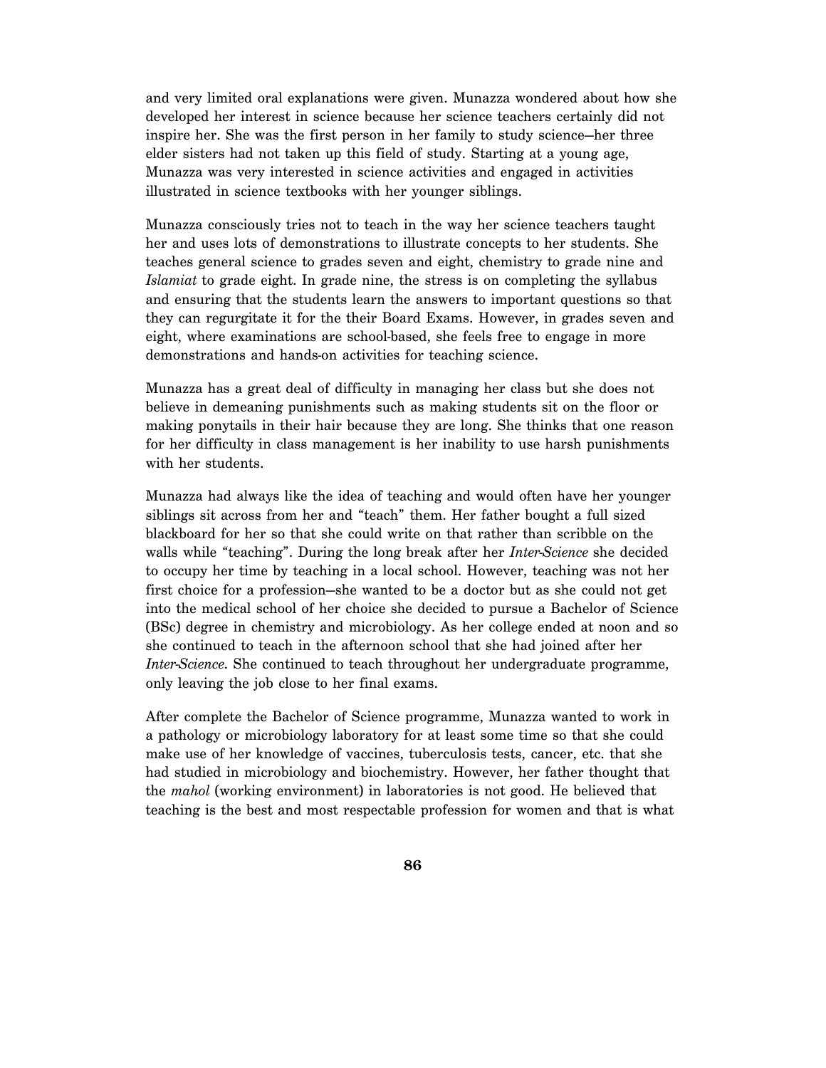and very limited oral explanations were given. Munazza wondered about how she developed her interest in science because her science teachers certainly did not inspire her. She was the first person in her family to study science–her three elder sisters had not taken up this field of study. Starting at a young age, Munazza was very interested in science activities and engaged in activities illustrated in science textbooks with her younger siblings.

Munazza consciously tries not to teach in the way her science teachers taught her and uses lots of demonstrations to illustrate concepts to her students. She teaches general science to grades seven and eight, chemistry to grade nine and *Islamiat* to grade eight. In grade nine, the stress is on completing the syllabus and ensuring that the students learn the answers to important questions so that they can regurgitate it for the their Board Exams. However, in grades seven and eight, where examinations are school-based, she feels free to engage in more demonstrations and hands-on activities for teaching science.

Munazza has a great deal of difficulty in managing her class but she does not believe in demeaning punishments such as making students sit on the floor or making ponytails in their hair because they are long. She thinks that one reason for her difficulty in class management is her inability to use harsh punishments with her students.

Munazza had always like the idea of teaching and would often have her younger siblings sit across from her and "teach" them. Her father bought a full sized blackboard for her so that she could write on that rather than scribble on the walls while "teaching". During the long break after her *Inter-Science* she decided to occupy her time by teaching in a local school. However, teaching was not her first choice for a profession–she wanted to be a doctor but as she could not get into the medical school of her choice she decided to pursue a Bachelor of Science (BSc) degree in chemistry and microbiology. As her college ended at noon and so she continued to teach in the afternoon school that she had joined after her *Inter-Science*. She continued to teach throughout her undergraduate programme, only leaving the job close to her final exams.

After complete the Bachelor of Science programme, Munazza wanted to work in a pathology or microbiology laboratory for at least some time so that she could make use of her knowledge of vaccines, tuberculosis tests, cancer, etc. that she had studied in microbiology and biochemistry. However, her father thought that the *mahol* (working environment) in laboratories is not good. He believed that teaching is the best and most respectable profession for women and that is what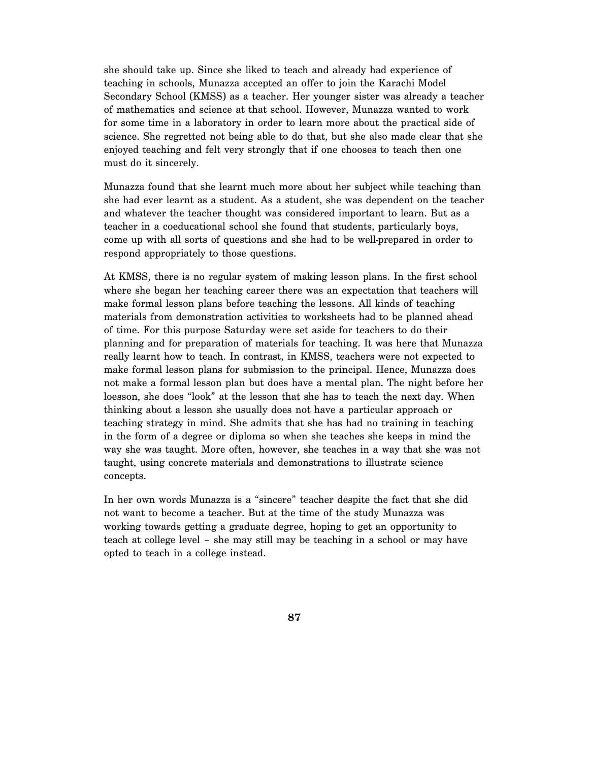she should take up. Since she liked to teach and already had experience of teaching in schools, Munazza accepted an offer to join the Karachi Model Secondary School (KMSS) as a teacher. Her younger sister was already a teacher of mathematics and science at that school. However, Munazza wanted to work for some time in a laboratory in order to learn more about the practical side of science. She regretted not being able to do that, but she also made clear that she enjoyed teaching and felt very strongly that if one chooses to teach then one must do it sincerely.

Munazza found that she learnt much more about her subject while teaching than she had ever learnt as a student. As a student, she was dependent on the teacher and whatever the teacher thought was considered important to learn. But as a teacher in a coeducational school she found that students, particularly boys, come up with all sorts of questions and she had to be well-prepared in order to respond appropriately to those questions.

At KMSS, there is no regular system of making lesson plans. In the first school where she began her teaching career there was an expectation that teachers will make formal lesson plans before teaching the lessons. All kinds of teaching materials from demonstration activities to worksheets had to be planned ahead of time. For this purpose Saturday were set aside for teachers to do their planning and for preparation of materials for teaching. It was here that Munazza really learnt how to teach. In contrast, in KMSS, teachers were not expected to make formal lesson plans for submission to the principal. Hence, Munazza does not make a formal lesson plan but does have a mental plan. The night before her loesson, she does "look" at the lesson that she has to teach the next day. When thinking about a lesson she usually does not have a particular approach or teaching strategy in mind. She admits that she has had no training in teaching in the form of a degree or diploma so when she teaches she keeps in mind the way she was taught. More often, however, she teaches in a way that she was not taught, using concrete materials and demonstrations to illustrate science concepts.

In her own words Munazza is a "sincere" teacher despite the fact that she did not want to become a teacher. But at the time of the study Munazza was working towards getting a graduate degree, hoping to get an opportunity to teach at college level – she may still may be teaching in a school or may have opted to teach in a college instead.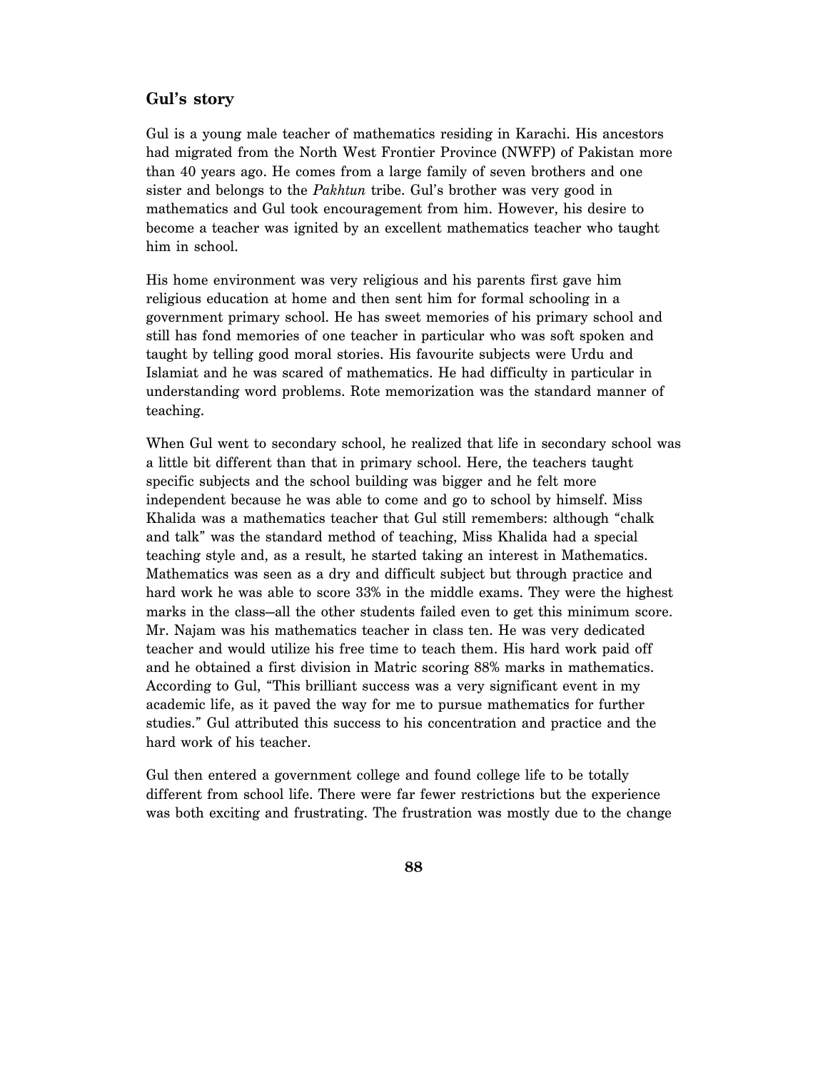### Gul's story

Gul is a young male teacher of mathematics residing in Karachi. His ancestors had migrated from the North West Frontier Province (NWFP) of Pakistan more than 40 years ago. He comes from a large family of seven brothers and one sister and belongs to the *Pakhtun* tribe. Gul's brother was very good in mathematics and Gul took encouragement from him. However, his desire to become a teacher was ignited by an excellent mathematics teacher who taught him in school.

His home environment was very religious and his parents first gave him religious education at home and then sent him for formal schooling in a government primary school. He has sweet memories of his primary school and still has fond memories of one teacher in particular who was soft spoken and taught by telling good moral stories. His favourite subjects were Urdu and Islamiat and he was scared of mathematics. He had difficulty in particular in understanding word problems. Rote memorization was the standard manner of teaching.

When Gul went to secondary school, he realized that life in secondary school was a little bit different than that in primary school. Here, the teachers taught specific subjects and the school building was bigger and he felt more independent because he was able to come and go to school by himself. Miss Khalida was a mathematics teacher that Gul still remembers: although "chalk and talk" was the standard method of teaching, Miss Khalida had a special teaching style and, as a result, he started taking an interest in Mathematics. Mathematics was seen as a dry and difficult subject but through practice and hard work he was able to score 33% in the middle exams. They were the highest marks in the class–all the other students failed even to get this minimum score. Mr. Najam was his mathematics teacher in class ten. He was very dedicated teacher and would utilize his free time to teach them. His hard work paid off and he obtained a first division in Matric scoring 88% marks in mathematics. According to Gul, "This brilliant success was a very significant event in my academic life, as it paved the way for me to pursue mathematics for further studies." Gul attributed this success to his concentration and practice and the hard work of his teacher.

Gul then entered a government college and found college life to be totally different from school life. There were far fewer restrictions but the experience was both exciting and frustrating. The frustration was mostly due to the change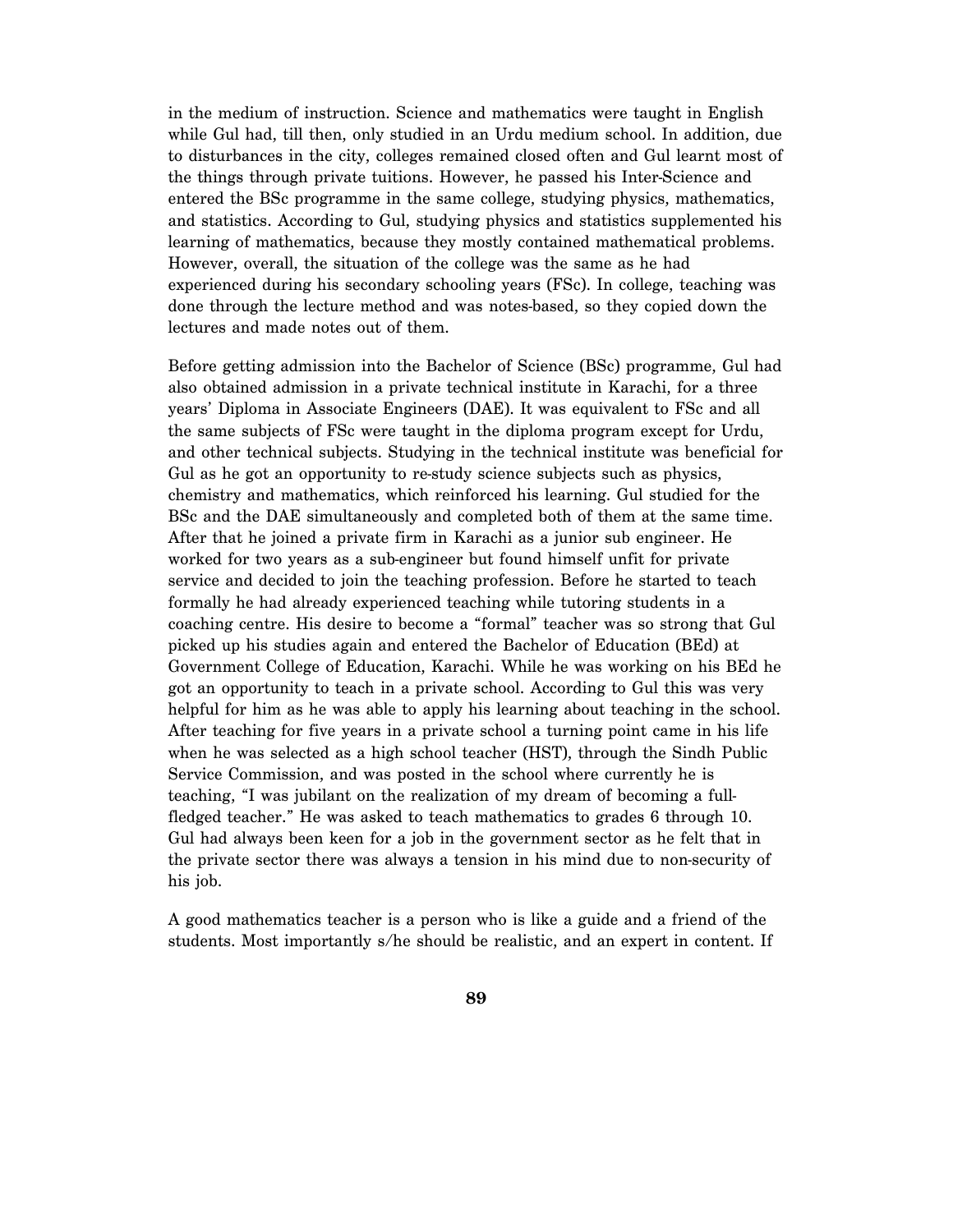in the medium of instruction. Science and mathematics were taught in English while Gul had, till then, only studied in an Urdu medium school. In addition, due to disturbances in the city, colleges remained closed often and Gul learnt most of the things through private tuitions. However, he passed his Inter-Science and entered the BSc programme in the same college, studying physics, mathematics, and statistics. According to Gul, studying physics and statistics supplemented his learning of mathematics, because they mostly contained mathematical problems. However, overall, the situation of the college was the same as he had experienced during his secondary schooling years (FSc). In college, teaching was done through the lecture method and was notes-based, so they copied down the lectures and made notes out of them.

Before getting admission into the Bachelor of Science (BSc) programme, Gul had also obtained admission in a private technical institute in Karachi, for a three years' Diploma in Associate Engineers (DAE). It was equivalent to FSc and all the same subjects of FSc were taught in the diploma program except for Urdu, and other technical subjects. Studying in the technical institute was beneficial for Gul as he got an opportunity to re-study science subjects such as physics, chemistry and mathematics, which reinforced his learning. Gul studied for the BSc and the DAE simultaneously and completed both of them at the same time. After that he joined a private firm in Karachi as a junior sub engineer. He worked for two years as a sub-engineer but found himself unfit for private service and decided to join the teaching profession. Before he started to teach formally he had already experienced teaching while tutoring students in a coaching centre. His desire to become a "formal" teacher was so strong that Gul picked up his studies again and entered the Bachelor of Education (BEd) at Government College of Education, Karachi. While he was working on his BEd he got an opportunity to teach in a private school. According to Gul this was very helpful for him as he was able to apply his learning about teaching in the school. After teaching for five years in a private school a turning point came in his life when he was selected as a high school teacher (HST), through the Sindh Public Service Commission, and was posted in the school where currently he is teaching, "I was jubilant on the realization of my dream of becoming a full-fledged teacher." He was asked to teach mathematics to grades 6 through 10. Gul had always been keen for a job in the government sector as he felt that in the private sector there was always a tension in his mind due to non-security of his job.

A good mathematics teacher is a person who is like a guide and a friend of the students. Most importantly s/he should be realistic, and an expert in content. If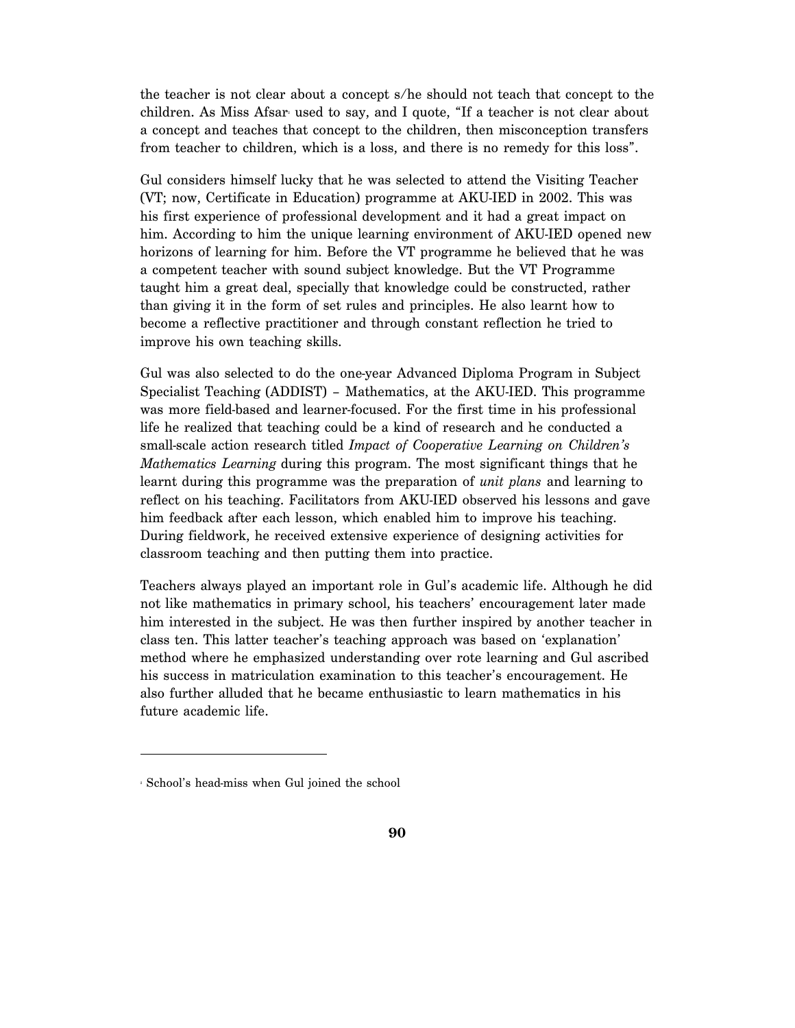the teacher is not clear about a concept s/he should not teach that concept to the children. As Miss Afsar[2] used to say, and I quote, "If a teacher is not clear about a concept and teaches that concept to the children, then misconception transfers from teacher to children, which is a loss, and there is no remedy for this loss".

Gul considers himself lucky that he was selected to attend the Visiting Teacher (VT; now, Certificate in Education) programme at AKU-IED in 2002. This was his first experience of professional development and it had a great impact on him. According to him the unique learning environment of AKU-IED opened new horizons of learning for him. Before the VT programme he believed that he was a competent teacher with sound subject knowledge. But the VT Programme taught him a great deal, specially that knowledge could be constructed, rather than giving it in the form of set rules and principles. He also learnt how to become a reflective practitioner and through constant reflection he tried to improve his own teaching skills.

Gul was also selected to do the one-year Advanced Diploma Program in Subject Specialist Teaching (ADDIST) – Mathematics, at the AKU-IED. This programme was more field-based and learner-focused. For the first time in his professional life he realized that teaching could be a kind of research and he conducted a small-scale action research titled *Impact of Cooperative Learning on Children's Mathematics Learning* during this program. The most significant things that he learnt during this programme was the preparation of *unit plans* and learning to reflect on his teaching. Facilitators from AKU-IED observed his lessons and gave him feedback after each lesson, which enabled him to improve his teaching. During fieldwork, he received extensive experience of designing activities for classroom teaching and then putting them into practice.

Teachers always played an important role in Gul's academic life. Although he did not like mathematics in primary school, his teachers' encouragement later made him interested in the subject. He was then further inspired by another teacher in class ten. This latter teacher's teaching approach was based on 'explanation' method where he emphasized understanding over rote learning and Gul ascribed his success in matriculation examination to this teacher's encouragement. He also further alluded that he became enthusiastic to learn mathematics in his future academic life.

---

[2] School's head-miss when Gul joined the school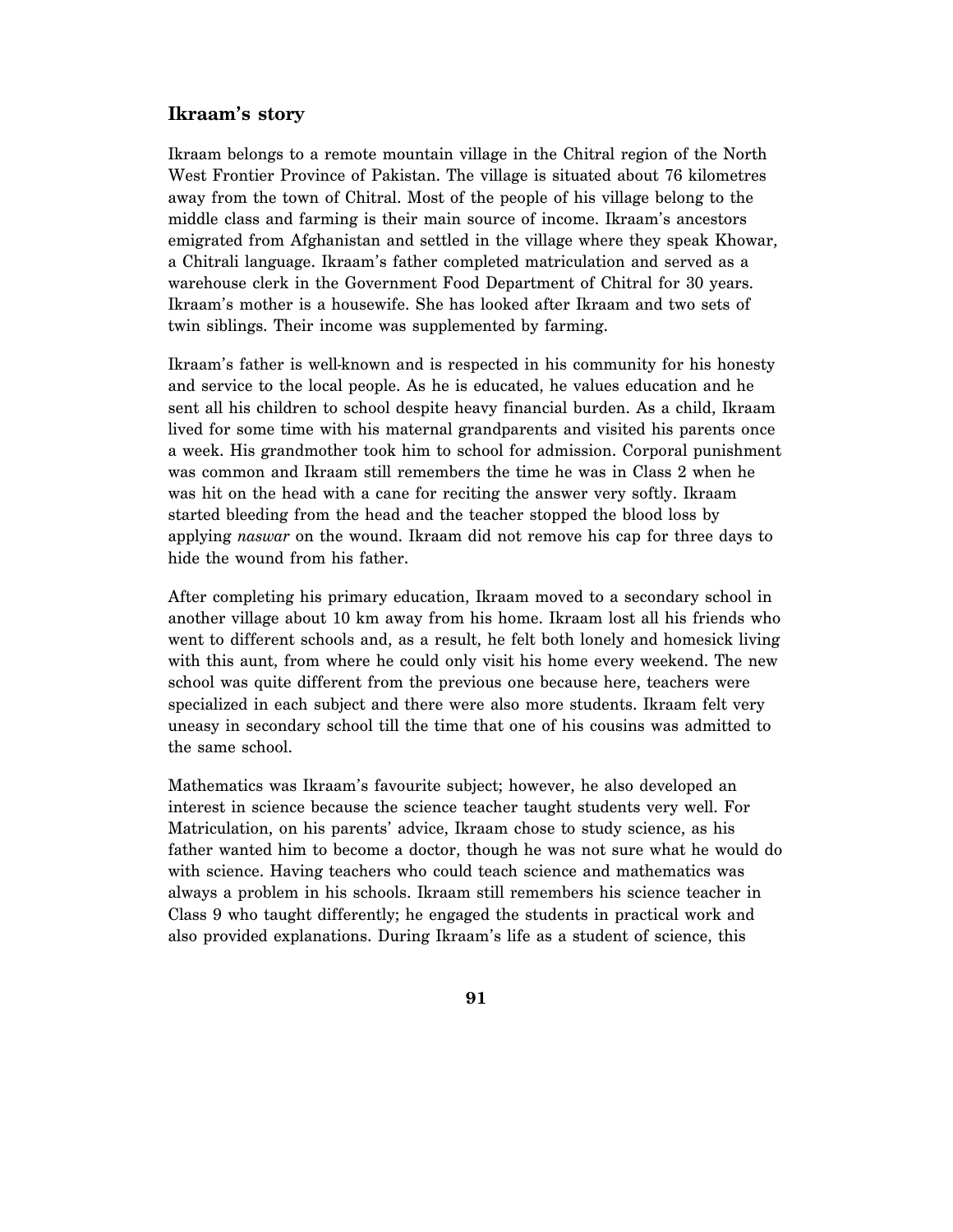## Ikraam's story

Ikraam belongs to a remote mountain village in the Chitral region of the North West Frontier Province of Pakistan. The village is situated about 76 kilometres away from the town of Chitral. Most of the people of his village belong to the middle class and farming is their main source of income. Ikraam's ancestors emigrated from Afghanistan and settled in the village where they speak Khowar, a Chitrali language. Ikraam's father completed matriculation and served as a warehouse clerk in the Government Food Department of Chitral for 30 years. Ikraam's mother is a housewife. She has looked after Ikraam and two sets of twin siblings. Their income was supplemented by farming.

Ikraam's father is well-known and is respected in his community for his honesty and service to the local people. As he is educated, he values education and he sent all his children to school despite heavy financial burden. As a child, Ikraam lived for some time with his maternal grandparents and visited his parents once a week. His grandmother took him to school for admission. Corporal punishment was common and Ikraam still remembers the time he was in Class 2 when he was hit on the head with a cane for reciting the answer very softly. Ikraam started bleeding from the head and the teacher stopped the blood loss by applying *naswar* on the wound. Ikraam did not remove his cap for three days to hide the wound from his father.

After completing his primary education, Ikraam moved to a secondary school in another village about 10 km away from his home. Ikraam lost all his friends who went to different schools and, as a result, he felt both lonely and homesick living with this aunt, from where he could only visit his home every weekend. The new school was quite different from the previous one because here, teachers were specialized in each subject and there were also more students. Ikraam felt very uneasy in secondary school till the time that one of his cousins was admitted to the same school.

Mathematics was Ikraam's favourite subject; however, he also developed an interest in science because the science teacher taught students very well. For Matriculation, on his parents' advice, Ikraam chose to study science, as his father wanted him to become a doctor, though he was not sure what he would do with science. Having teachers who could teach science and mathematics was always a problem in his schools. Ikraam still remembers his science teacher in Class 9 who taught differently; he engaged the students in practical work and also provided explanations. During Ikraam's life as a student of science, this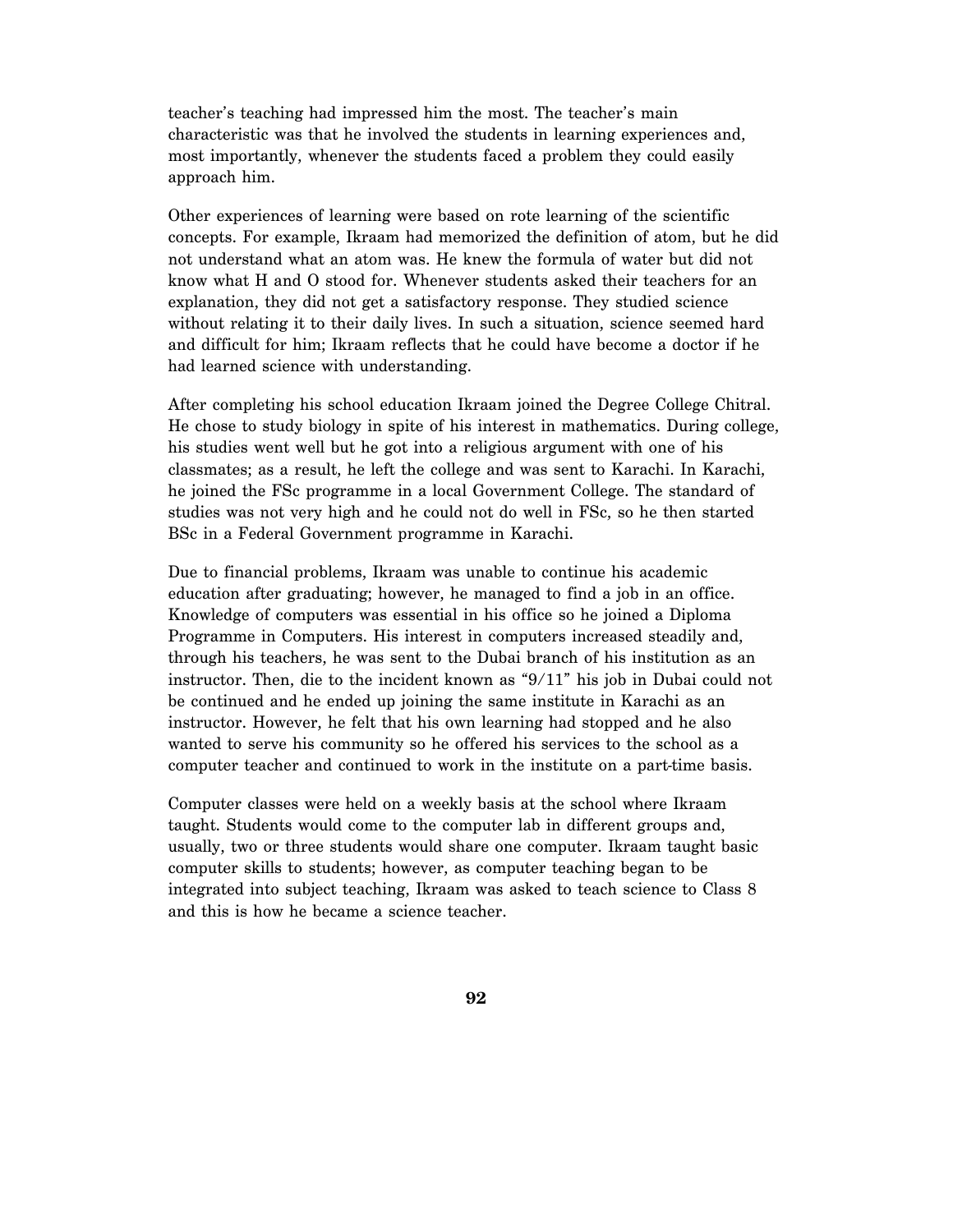teacher's teaching had impressed him the most. The teacher's main characteristic was that he involved the students in learning experiences and, most importantly, whenever the students faced a problem they could easily approach him.

Other experiences of learning were based on rote learning of the scientific concepts. For example, Ikraam had memorized the definition of atom, but he did not understand what an atom was. He knew the formula of water but did not know what H and O stood for. Whenever students asked their teachers for an explanation, they did not get a satisfactory response. They studied science without relating it to their daily lives. In such a situation, science seemed hard and difficult for him; Ikraam reflects that he could have become a doctor if he had learned science with understanding.

After completing his school education Ikraam joined the Degree College Chitral. He chose to study biology in spite of his interest in mathematics. During college, his studies went well but he got into a religious argument with one of his classmates; as a result, he left the college and was sent to Karachi. In Karachi, he joined the FSc programme in a local Government College. The standard of studies was not very high and he could not do well in FSc, so he then started BSc in a Federal Government programme in Karachi.

Due to financial problems, Ikraam was unable to continue his academic education after graduating; however, he managed to find a job in an office. Knowledge of computers was essential in his office so he joined a Diploma Programme in Computers. His interest in computers increased steadily and, through his teachers, he was sent to the Dubai branch of his institution as an instructor. Then, die to the incident known as "9/11" his job in Dubai could not be continued and he ended up joining the same institute in Karachi as an instructor. However, he felt that his own learning had stopped and he also wanted to serve his community so he offered his services to the school as a computer teacher and continued to work in the institute on a part-time basis.

Computer classes were held on a weekly basis at the school where Ikraam taught. Students would come to the computer lab in different groups and, usually, two or three students would share one computer. Ikraam taught basic computer skills to students; however, as computer teaching began to be integrated into subject teaching, Ikraam was asked to teach science to Class 8 and this is how he became a science teacher.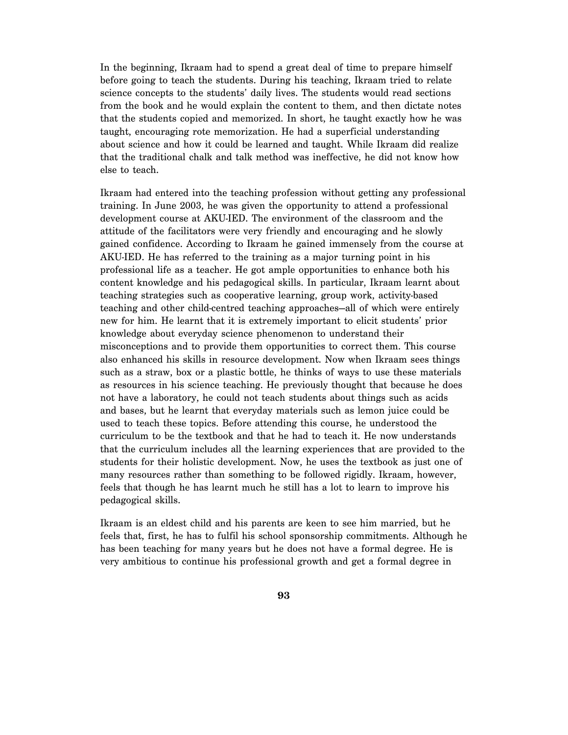In the beginning, Ikraam had to spend a great deal of time to prepare himself before going to teach the students. During his teaching, Ikraam tried to relate science concepts to the students' daily lives. The students would read sections from the book and he would explain the content to them, and then dictate notes that the students copied and memorized. In short, he taught exactly how he was taught, encouraging rote memorization. He had a superficial understanding about science and how it could be learned and taught. While Ikraam did realize that the traditional chalk and talk method was ineffective, he did not know how else to teach.

Ikraam had entered into the teaching profession without getting any professional training. In June 2003, he was given the opportunity to attend a professional development course at AKU-IED. The environment of the classroom and the attitude of the facilitators were very friendly and encouraging and he slowly gained confidence. According to Ikraam he gained immensely from the course at AKU-IED. He has referred to the training as a major turning point in his professional life as a teacher. He got ample opportunities to enhance both his content knowledge and his pedagogical skills. In particular, Ikraam learnt about teaching strategies such as cooperative learning, group work, activity-based teaching and other child-centred teaching approaches–all of which were entirely new for him. He learnt that it is extremely important to elicit students' prior knowledge about everyday science phenomenon to understand their misconceptions and to provide them opportunities to correct them. This course also enhanced his skills in resource development. Now when Ikraam sees things such as a straw, box or a plastic bottle, he thinks of ways to use these materials as resources in his science teaching. He previously thought that because he does not have a laboratory, he could not teach students about things such as acids and bases, but he learnt that everyday materials such as lemon juice could be used to teach these topics. Before attending this course, he understood the curriculum to be the textbook and that he had to teach it. He now understands that the curriculum includes all the learning experiences that are provided to the students for their holistic development. Now, he uses the textbook as just one of many resources rather than something to be followed rigidly. Ikraam, however, feels that though he has learnt much he still has a lot to learn to improve his pedagogical skills.

Ikraam is an eldest child and his parents are keen to see him married, but he feels that, first, he has to fulfil his school sponsorship commitments. Although he has been teaching for many years but he does not have a formal degree. He is very ambitious to continue his professional growth and get a formal degree in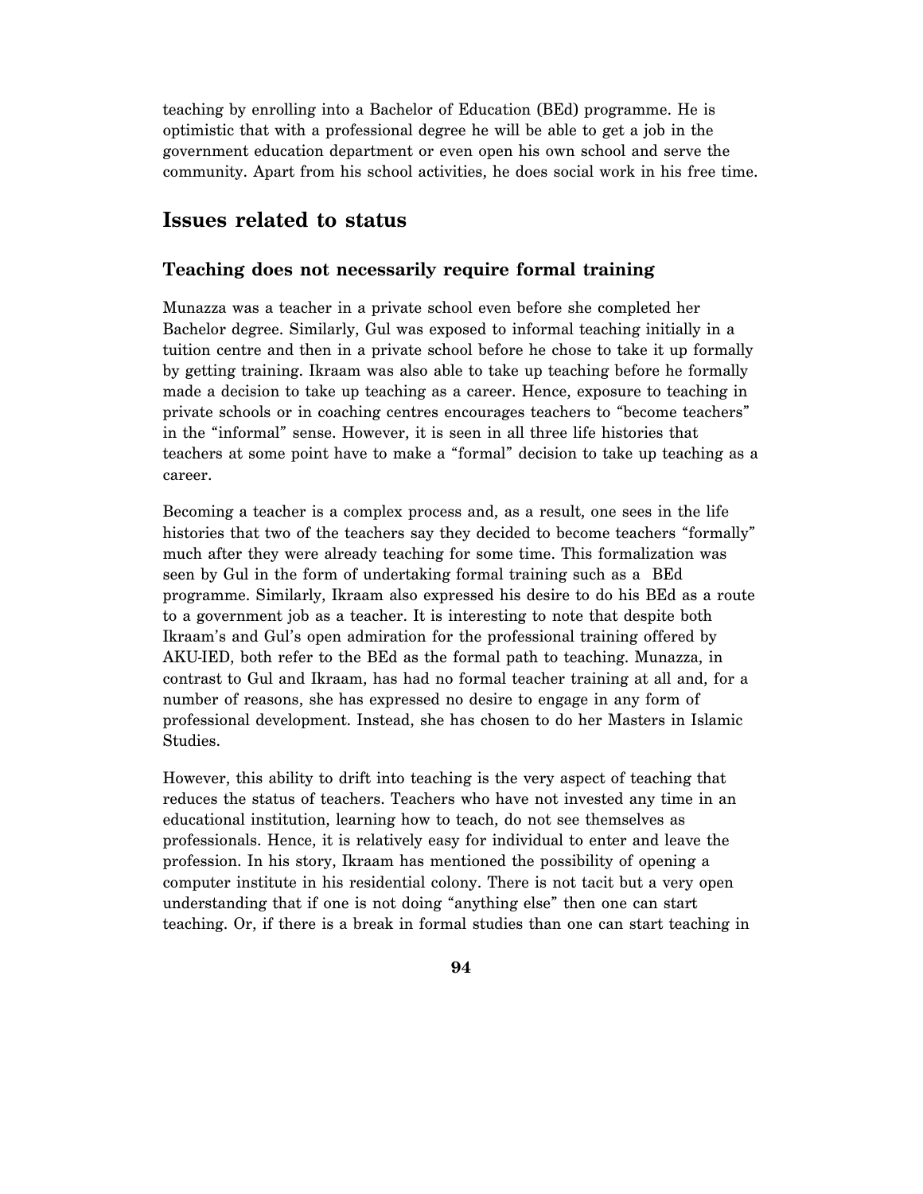teaching by enrolling into a Bachelor of Education (BEd) programme. He is optimistic that with a professional degree he will be able to get a job in the government education department or even open his own school and serve the community. Apart from his school activities, he does social work in his free time.

## Issues related to status

### Teaching does not necessarily require formal training

Munazza was a teacher in a private school even before she completed her Bachelor degree. Similarly, Gul was exposed to informal teaching initially in a tuition centre and then in a private school before he chose to take it up formally by getting training. Ikraam was also able to take up teaching before he formally made a decision to take up teaching as a career. Hence, exposure to teaching in private schools or in coaching centres encourages teachers to "become teachers" in the "informal" sense. However, it is seen in all three life histories that teachers at some point have to make a "formal" decision to take up teaching as a career.

Becoming a teacher is a complex process and, as a result, one sees in the life histories that two of the teachers say they decided to become teachers "formally" much after they were already teaching for some time. This formalization was seen by Gul in the form of undertaking formal training such as a BEd programme. Similarly, Ikraam also expressed his desire to do his BEd as a route to a government job as a teacher. It is interesting to note that despite both Ikraam's and Gul's open admiration for the professional training offered by AKU-IED, both refer to the BEd as the formal path to teaching. Munazza, in contrast to Gul and Ikraam, has had no formal teacher training at all and, for a number of reasons, she has expressed no desire to engage in any form of professional development. Instead, she has chosen to do her Masters in Islamic Studies.

However, this ability to drift into teaching is the very aspect of teaching that reduces the status of teachers. Teachers who have not invested any time in an educational institution, learning how to teach, do not see themselves as professionals. Hence, it is relatively easy for individual to enter and leave the profession. In his story, Ikraam has mentioned the possibility of opening a computer institute in his residential colony. There is not tacit but a very open understanding that if one is not doing "anything else" then one can start teaching. Or, if there is a break in formal studies than one can start teaching in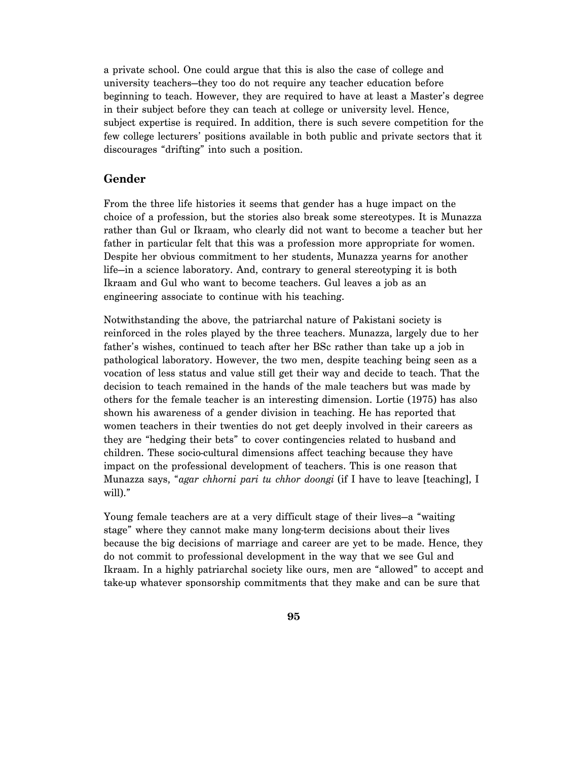a private school. One could argue that this is also the case of college and university teachers—they too do not require any teacher education before beginning to teach. However, they are required to have at least a Master's degree in their subject before they can teach at college or university level. Hence, subject expertise is required. In addition, there is such severe competition for the few college lecturers' positions available in both public and private sectors that it discourages "drifting" into such a position.

## Gender

From the three life histories it seems that gender has a huge impact on the choice of a profession, but the stories also break some stereotypes. It is Munazza rather than Gul or Ikraam, who clearly did not want to become a teacher but her father in particular felt that this was a profession more appropriate for women. Despite her obvious commitment to her students, Munazza yearns for another life—in a science laboratory. And, contrary to general stereotyping it is both Ikraam and Gul who want to become teachers. Gul leaves a job as an engineering associate to continue with his teaching.

Notwithstanding the above, the patriarchal nature of Pakistani society is reinforced in the roles played by the three teachers. Munazza, largely due to her father's wishes, continued to teach after her BSc rather than take up a job in pathological laboratory. However, the two men, despite teaching being seen as a vocation of less status and value still get their way and decide to teach. That the decision to teach remained in the hands of the male teachers but was made by others for the female teacher is an interesting dimension. Lortie (1975) has also shown his awareness of a gender division in teaching. He has reported that women teachers in their twenties do not get deeply involved in their careers as they are "hedging their bets" to cover contingencies related to husband and children. These socio-cultural dimensions affect teaching because they have impact on the professional development of teachers. This is one reason that Munazza says, "*agar chhorni pari tu chhor doongi* (if I have to leave [teaching], I will)."

Young female teachers are at a very difficult stage of their lives—a "waiting stage" where they cannot make many long-term decisions about their lives because the big decisions of marriage and career are yet to be made. Hence, they do not commit to professional development in the way that we see Gul and Ikraam. In a highly patriarchal society like ours, men are "allowed" to accept and take-up whatever sponsorship commitments that they make and can be sure that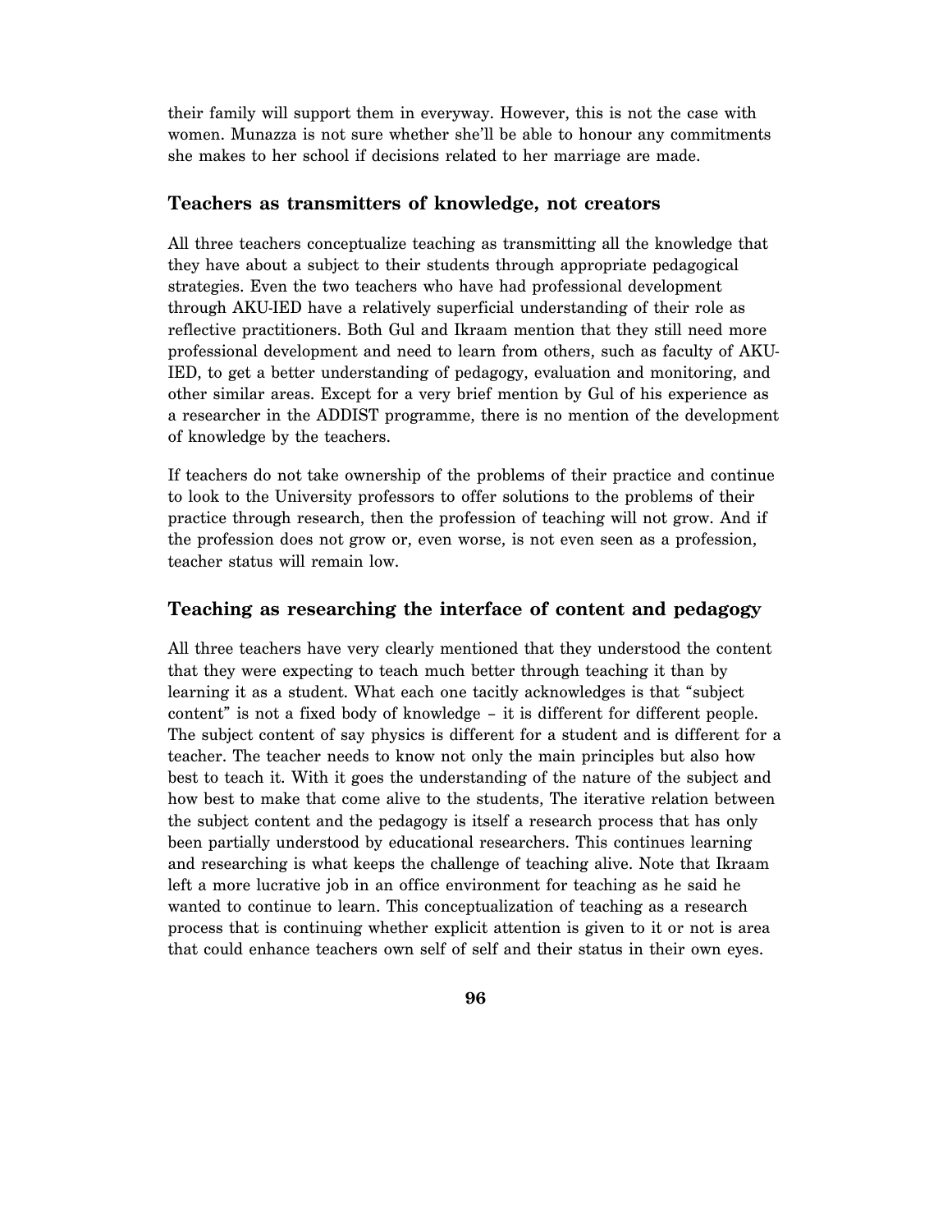their family will support them in everyway. However, this is not the case with women. Munazza is not sure whether she'll be able to honour any commitments she makes to her school if decisions related to her marriage are made.

## Teachers as transmitters of knowledge, not creators

All three teachers conceptualize teaching as transmitting all the knowledge that they have about a subject to their students through appropriate pedagogical strategies. Even the two teachers who have had professional development through AKU-IED have a relatively superficial understanding of their role as reflective practitioners. Both Gul and Ikraam mention that they still need more professional development and need to learn from others, such as faculty of AKU-IED, to get a better understanding of pedagogy, evaluation and monitoring, and other similar areas. Except for a very brief mention by Gul of his experience as a researcher in the ADDIST programme, there is no mention of the development of knowledge by the teachers.

If teachers do not take ownership of the problems of their practice and continue to look to the University professors to offer solutions to the problems of their practice through research, then the profession of teaching will not grow. And if the profession does not grow or, even worse, is not even seen as a profession, teacher status will remain low.

## Teaching as researching the interface of content and pedagogy

All three teachers have very clearly mentioned that they understood the content that they were expecting to teach much better through teaching it than by learning it as a student. What each one tacitly acknowledges is that "subject content" is not a fixed body of knowledge – it is different for different people. The subject content of say physics is different for a student and is different for a teacher. The teacher needs to know not only the main principles but also how best to teach it. With it goes the understanding of the nature of the subject and how best to make that come alive to the students, The iterative relation between the subject content and the pedagogy is itself a research process that has only been partially understood by educational researchers. This continues learning and researching is what keeps the challenge of teaching alive. Note that Ikraam left a more lucrative job in an office environment for teaching as he said he wanted to continue to learn. This conceptualization of teaching as a research process that is continuing whether explicit attention is given to it or not is area that could enhance teachers own self of self and their status in their own eyes.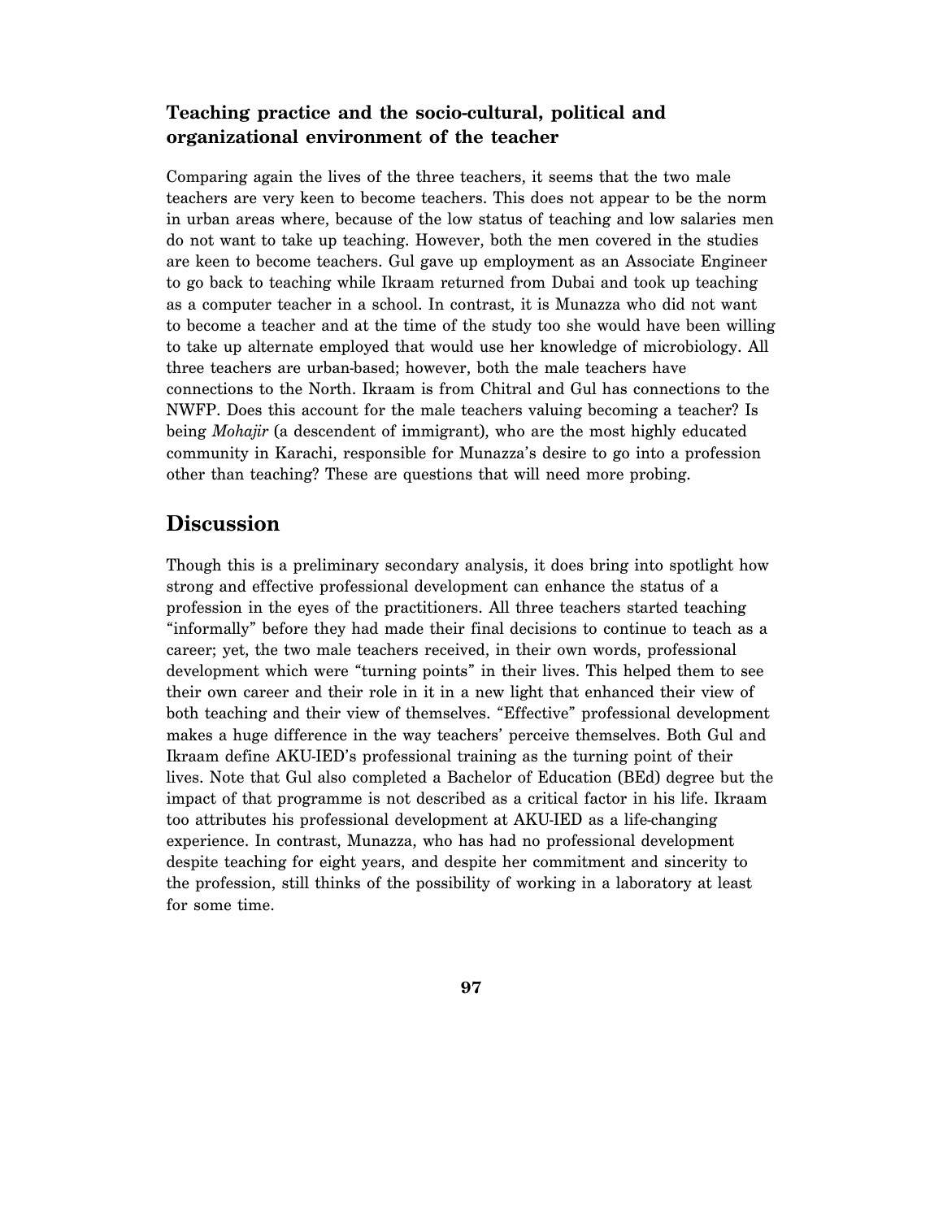### Teaching practice and the socio-cultural, political and organizational environment of the teacher

Comparing again the lives of the three teachers, it seems that the two male teachers are very keen to become teachers. This does not appear to be the norm in urban areas where, because of the low status of teaching and low salaries men do not want to take up teaching. However, both the men covered in the studies are keen to become teachers. Gul gave up employment as an Associate Engineer to go back to teaching while Ikraam returned from Dubai and took up teaching as a computer teacher in a school. In contrast, it is Munazza who did not want to become a teacher and at the time of the study too she would have been willing to take up alternate employed that would use her knowledge of microbiology. All three teachers are urban-based; however, both the male teachers have connections to the North. Ikraam is from Chitral and Gul has connections to the NWFP. Does this account for the male teachers valuing becoming a teacher? Is being *Mohajir* (a descendent of immigrant), who are the most highly educated community in Karachi, responsible for Munazza's desire to go into a profession other than teaching? These are questions that will need more probing.

## Discussion

Though this is a preliminary secondary analysis, it does bring into spotlight how strong and effective professional development can enhance the status of a profession in the eyes of the practitioners. All three teachers started teaching "informally" before they had made their final decisions to continue to teach as a career; yet, the two male teachers received, in their own words, professional development which were "turning points" in their lives. This helped them to see their own career and their role in it in a new light that enhanced their view of both teaching and their view of themselves. "Effective" professional development makes a huge difference in the way teachers' perceive themselves. Both Gul and Ikraam define AKU-IED's professional training as the turning point of their lives. Note that Gul also completed a Bachelor of Education (BEd) degree but the impact of that programme is not described as a critical factor in his life. Ikraam too attributes his professional development at AKU-IED as a life-changing experience. In contrast, Munazza, who has had no professional development despite teaching for eight years, and despite her commitment and sincerity to the profession, still thinks of the possibility of working in a laboratory at least for some time.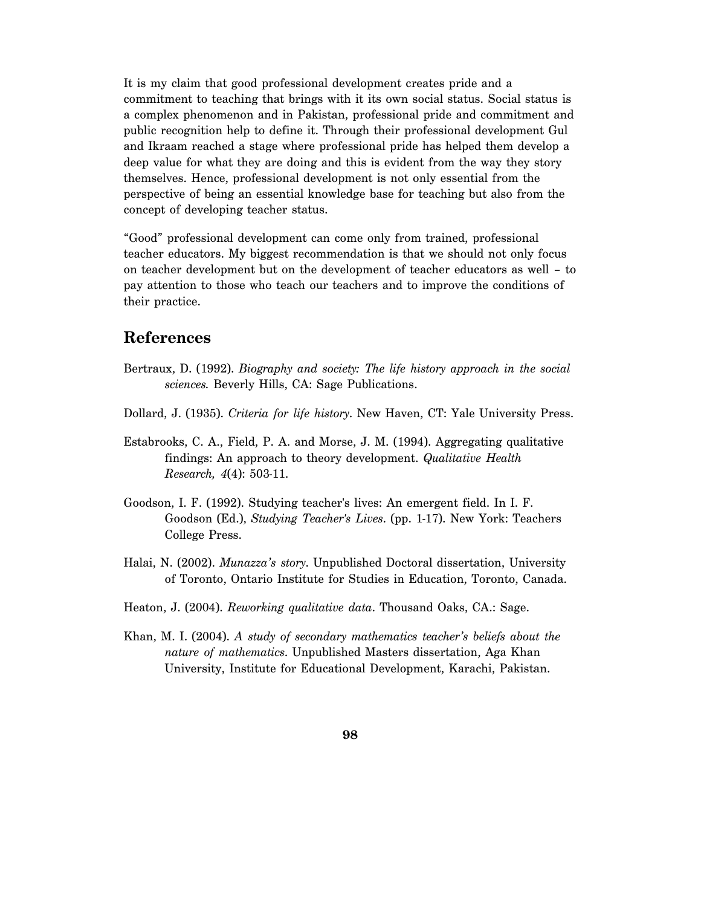It is my claim that good professional development creates pride and a commitment to teaching that brings with it its own social status. Social status is a complex phenomenon and in Pakistan, professional pride and commitment and public recognition help to define it. Through their professional development Gul and Ikraam reached a stage where professional pride has helped them develop a deep value for what they are doing and this is evident from the way they story themselves. Hence, professional development is not only essential from the perspective of being an essential knowledge base for teaching but also from the concept of developing teacher status.

"Good" professional development can come only from trained, professional teacher educators. My biggest recommendation is that we should not only focus on teacher development but on the development of teacher educators as well – to pay attention to those who teach our teachers and to improve the conditions of their practice.

## References

Bertraux, D. (1992). *Biography and society: The life history approach in the social sciences.* Beverly Hills, CA: Sage Publications.

Dollard, J. (1935). *Criteria for life history*. New Haven, CT: Yale University Press.

Estabrooks, C. A., Field, P. A. and Morse, J. M. (1994). Aggregating qualitative findings: An approach to theory development. *Qualitative Health Research, 4*(4): 503-11.

Goodson, I. F. (1992). Studying teacher's lives: An emergent field. In I. F. Goodson (Ed.), *Studying Teacher's Lives*. (pp. 1-17). New York: Teachers College Press.

Halai, N. (2002). *Munazza's story*. Unpublished Doctoral dissertation, University of Toronto, Ontario Institute for Studies in Education, Toronto, Canada.

Heaton, J. (2004). *Reworking qualitative data*. Thousand Oaks, CA.: Sage.

Khan, M. I. (2004). *A study of secondary mathematics teacher's beliefs about the nature of mathematics*. Unpublished Masters dissertation, Aga Khan University, Institute for Educational Development, Karachi, Pakistan.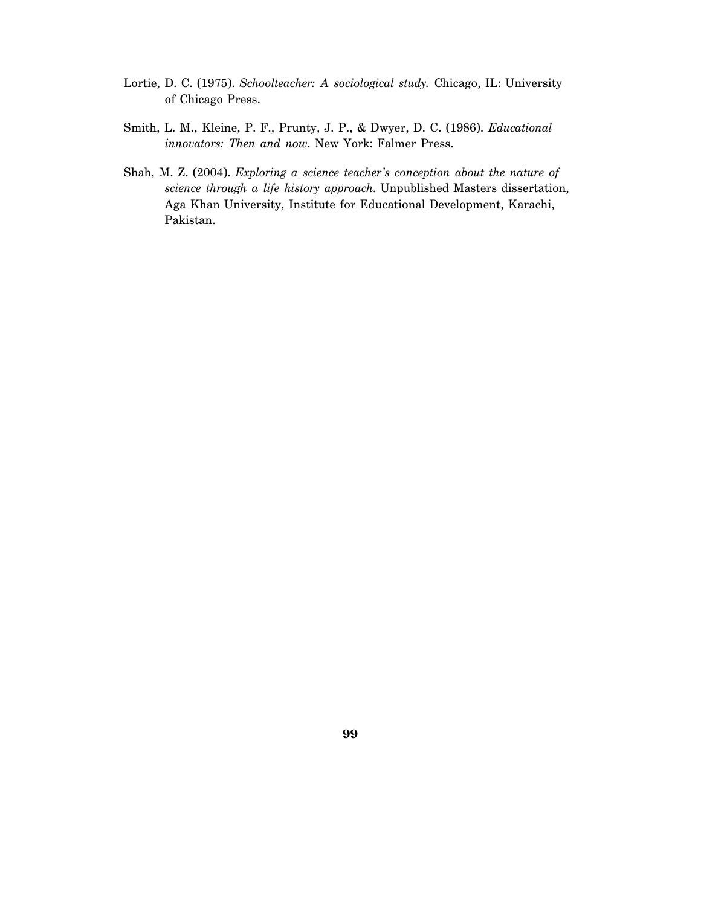Lortie, D. C. (1975). *Schoolteacher: A sociological study.* Chicago, IL: University of Chicago Press.

Smith, L. M., Kleine, P. F., Prunty, J. P., & Dwyer, D. C. (1986). *Educational innovators: Then and now*. New York: Falmer Press.

Shah, M. Z. (2004). *Exploring a science teacher's conception about the nature of science through a life history approach*. Unpublished Masters dissertation, Aga Khan University, Institute for Educational Development, Karachi, Pakistan.